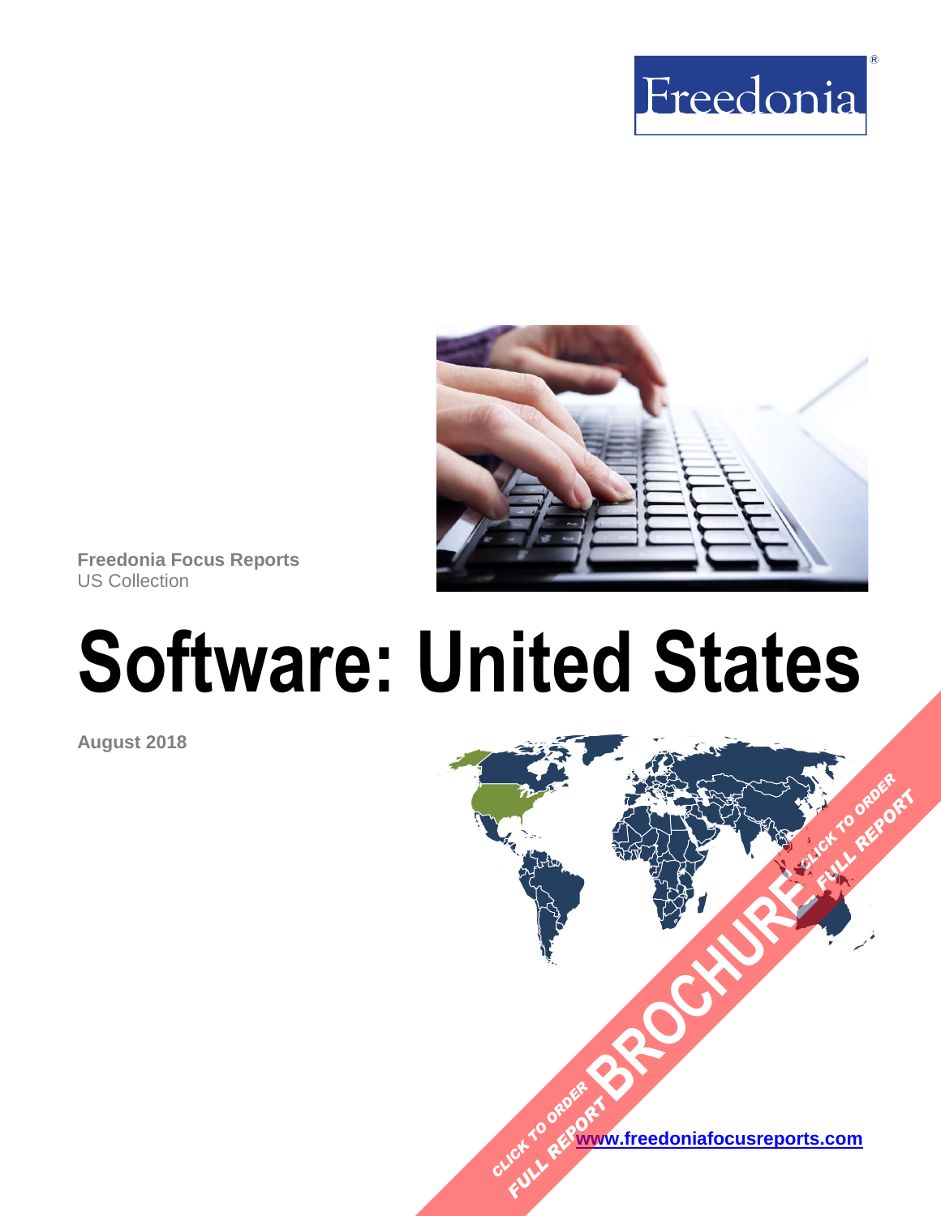Freedonia

Freedonia Focus Reports
US Collection

# Software: United States

**August 2018**

CLICK TO ORDER FULL REPORT BROCHURE CLICK TO ORDER FULL REPORT

www.freedoniafocusreports.com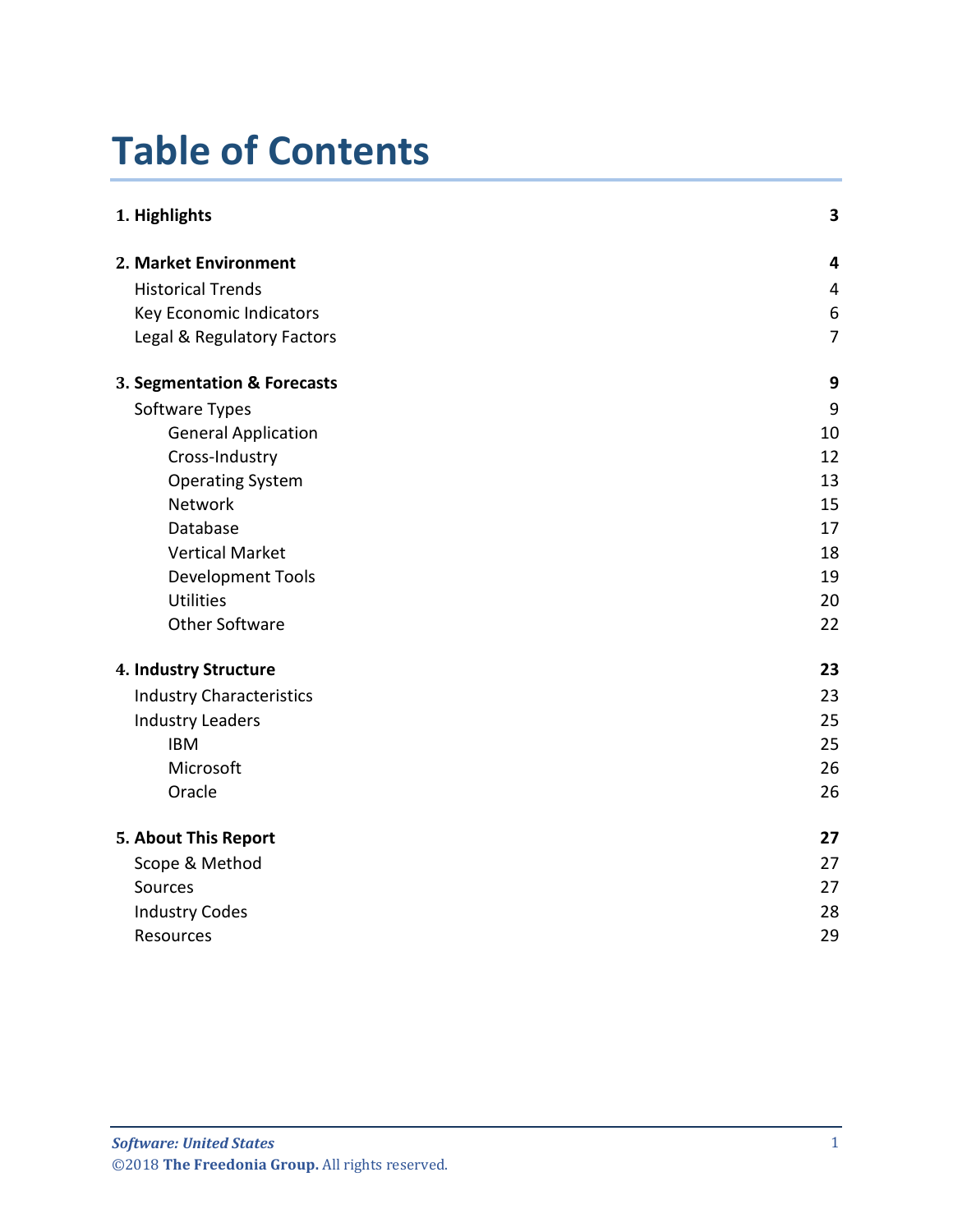# Table of Contents

| | |
|---|---|
| **1. Highlights** | **3** |
| **2. Market Environment** | **4** |
| Historical Trends | 4 |
| Key Economic Indicators | 6 |
| Legal & Regulatory Factors | 7 |
| **3. Segmentation & Forecasts** | **9** |
| Software Types | 9 |
| General Application | 10 |
| Cross-Industry | 12 |
| Operating System | 13 |
| Network | 15 |
| Database | 17 |
| Vertical Market | 18 |
| Development Tools | 19 |
| Utilities | 20 |
| Other Software | 22 |
| **4. Industry Structure** | **23** |
| Industry Characteristics | 23 |
| Industry Leaders | 25 |
| IBM | 25 |
| Microsoft | 26 |
| Oracle | 26 |
| **5. About This Report** | **27** |
| Scope & Method | 27 |
| Sources | 27 |
| Industry Codes | 28 |
| Resources | 29 |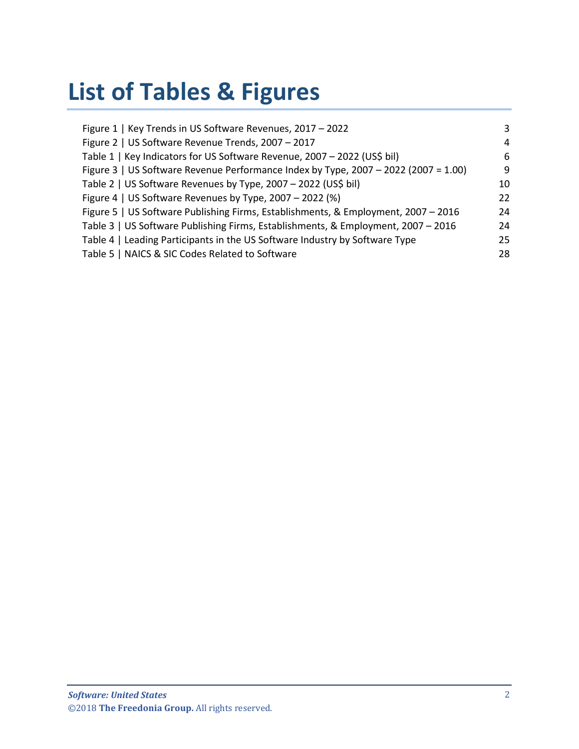# List of Tables & Figures

| | |
|---|---|
| Figure 1 \| Key Trends in US Software Revenues, 2017 – 2022 | 3 |
| Figure 2 \| US Software Revenue Trends, 2007 – 2017 | 4 |
| Table 1 \| Key Indicators for US Software Revenue, 2007 – 2022 (US$ bil) | 6 |
| Figure 3 \| US Software Revenue Performance Index by Type, 2007 – 2022 (2007 = 1.00) | 9 |
| Table 2 \| US Software Revenues by Type, 2007 – 2022 (US$ bil) | 10 |
| Figure 4 \| US Software Revenues by Type, 2007 – 2022 (%) | 22 |
| Figure 5 \| US Software Publishing Firms, Establishments, & Employment, 2007 – 2016 | 24 |
| Table 3 \| US Software Publishing Firms, Establishments, & Employment, 2007 – 2016 | 24 |
| Table 4 \| Leading Participants in the US Software Industry by Software Type | 25 |
| Table 5 \| NAICS & SIC Codes Related to Software | 28 |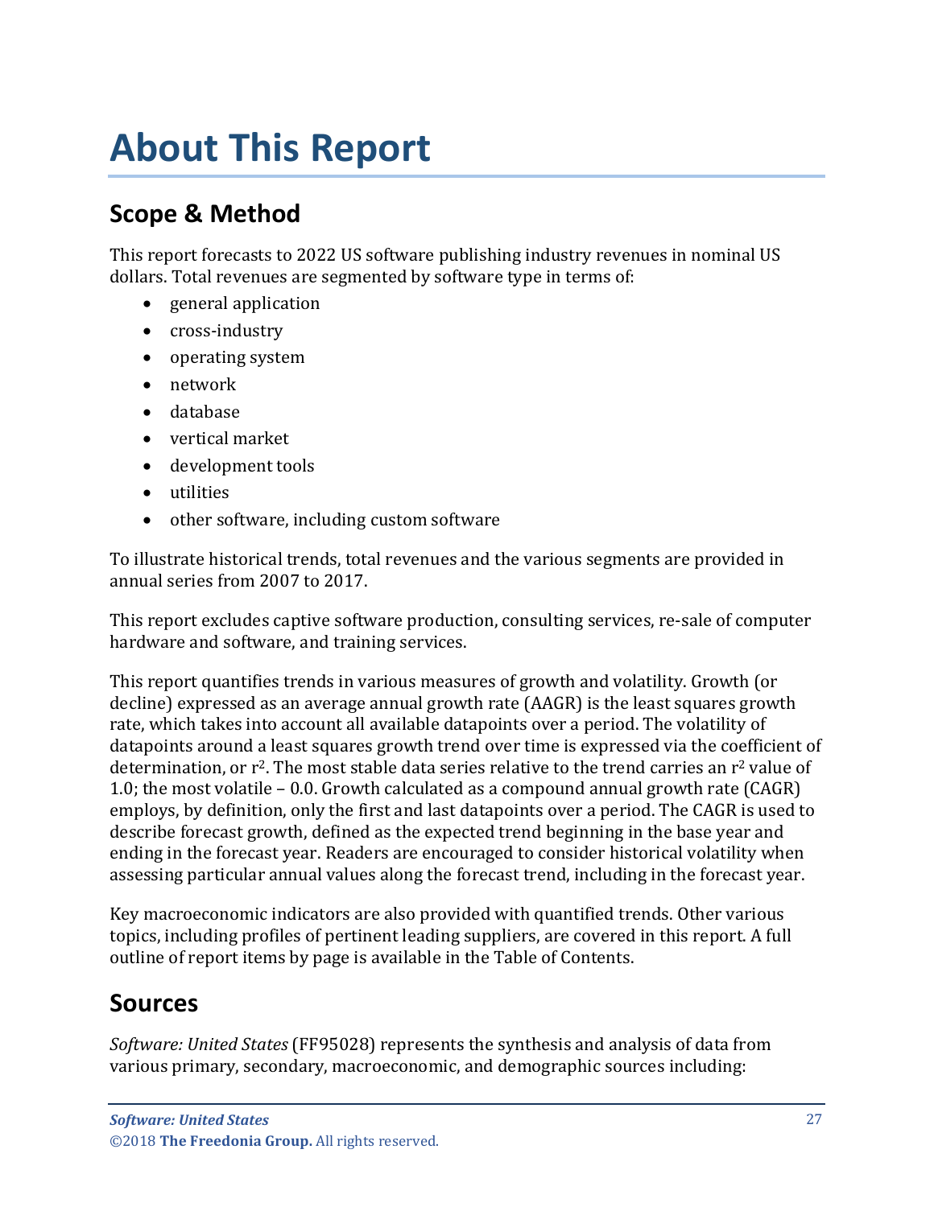# About This Report

## Scope & Method

This report forecasts to 2022 US software publishing industry revenues in nominal US dollars. Total revenues are segmented by software type in terms of:

- general application
- cross-industry
- operating system
- network
- database
- vertical market
- development tools
- utilities
- other software, including custom software

To illustrate historical trends, total revenues and the various segments are provided in annual series from 2007 to 2017.

This report excludes captive software production, consulting services, re-sale of computer hardware and software, and training services.

This report quantifies trends in various measures of growth and volatility. Growth (or decline) expressed as an average annual growth rate (AAGR) is the least squares growth rate, which takes into account all available datapoints over a period. The volatility of datapoints around a least squares growth trend over time is expressed via the coefficient of determination, or $r^2$. The most stable data series relative to the trend carries an $r^2$ value of 1.0; the most volatile – 0.0. Growth calculated as a compound annual growth rate (CAGR) employs, by definition, only the first and last datapoints over a period. The CAGR is used to describe forecast growth, defined as the expected trend beginning in the base year and ending in the forecast year. Readers are encouraged to consider historical volatility when assessing particular annual values along the forecast trend, including in the forecast year.

Key macroeconomic indicators are also provided with quantified trends. Other various topics, including profiles of pertinent leading suppliers, are covered in this report. A full outline of report items by page is available in the Table of Contents.

## Sources

*Software: United States* (FF95028) represents the synthesis and analysis of data from various primary, secondary, macroeconomic, and demographic sources including: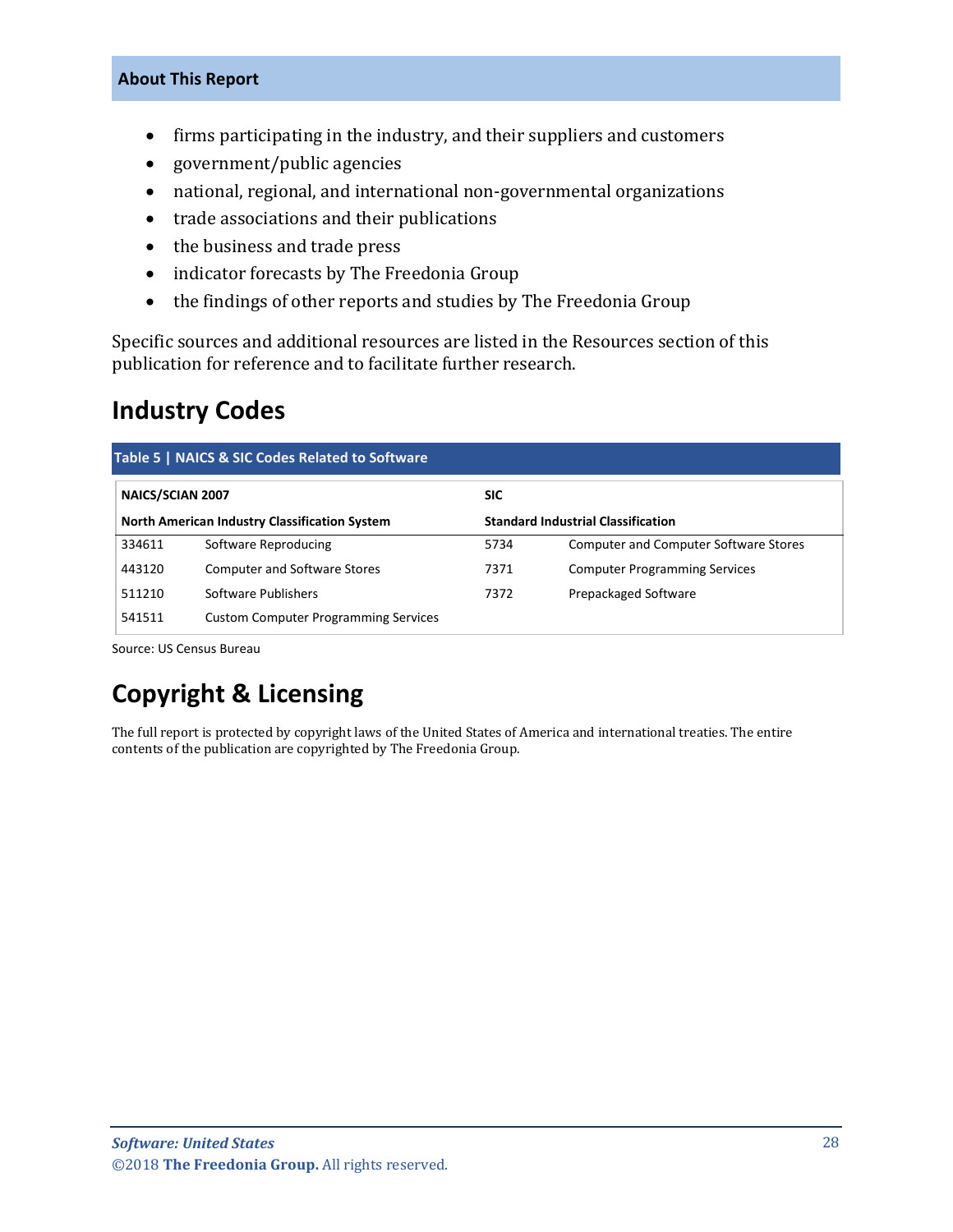- firms participating in the industry, and their suppliers and customers
- government/public agencies
- national, regional, and international non-governmental organizations
- trade associations and their publications
- the business and trade press
- indicator forecasts by The Freedonia Group
- the findings of other reports and studies by The Freedonia Group

Specific sources and additional resources are listed in the Resources section of this publication for reference and to facilitate further research.

## Industry Codes

**Table 5 | NAICS & SIC Codes Related to Software**

| NAICS/SCIAN 2007 | | SIC | |
|---|---|---|---|
| **North American Industry Classification System** | | **Standard Industrial Classification** | |
| 334611 | Software Reproducing | 5734 | Computer and Computer Software Stores |
| 443120 | Computer and Software Stores | 7371 | Computer Programming Services |
| 511210 | Software Publishers | 7372 | Prepackaged Software |
| 541511 | Custom Computer Programming Services | | |

Source: US Census Bureau

## Copyright & Licensing

The full report is protected by copyright laws of the United States of America and international treaties. The entire contents of the publication are copyrighted by The Freedonia Group.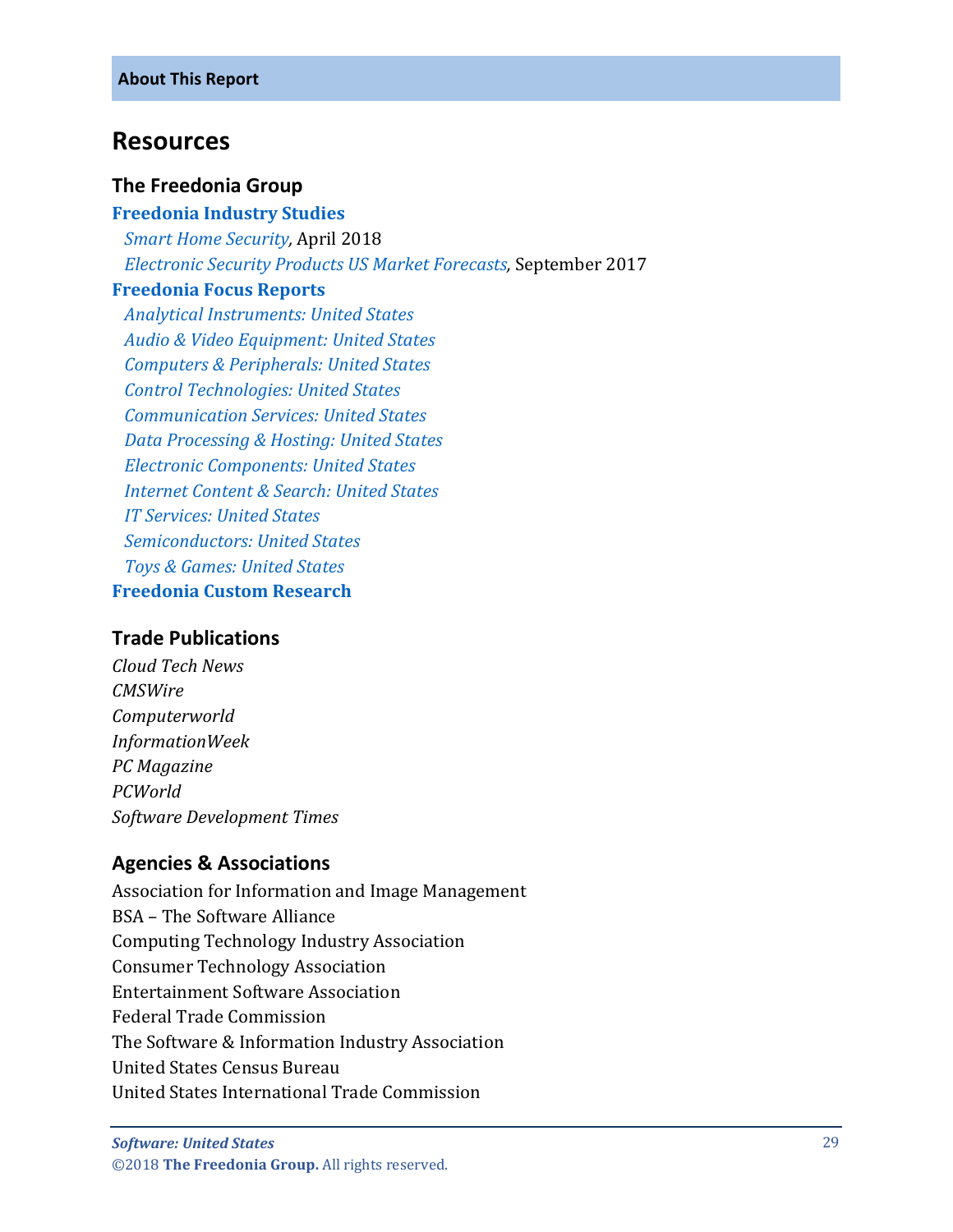## Resources

### The Freedonia Group

**Freedonia Industry Studies**

*Smart Home Security*, April 2018
*Electronic Security Products US Market Forecasts*, September 2017

**Freedonia Focus Reports**

*Analytical Instruments: United States*
*Audio & Video Equipment: United States*
*Computers & Peripherals: United States*
*Control Technologies: United States*
*Communication Services: United States*
*Data Processing & Hosting: United States*
*Electronic Components: United States*
*Internet Content & Search: United States*
*IT Services: United States*
*Semiconductors: United States*
*Toys & Games: United States*

**Freedonia Custom Research**

### Trade Publications

*Cloud Tech News*
*CMSWire*
*Computerworld*
*InformationWeek*
*PC Magazine*
*PCWorld*
*Software Development Times*

### Agencies & Associations

Association for Information and Image Management
BSA – The Software Alliance
Computing Technology Industry Association
Consumer Technology Association
Entertainment Software Association
Federal Trade Commission
The Software & Information Industry Association
United States Census Bureau
United States International Trade Commission